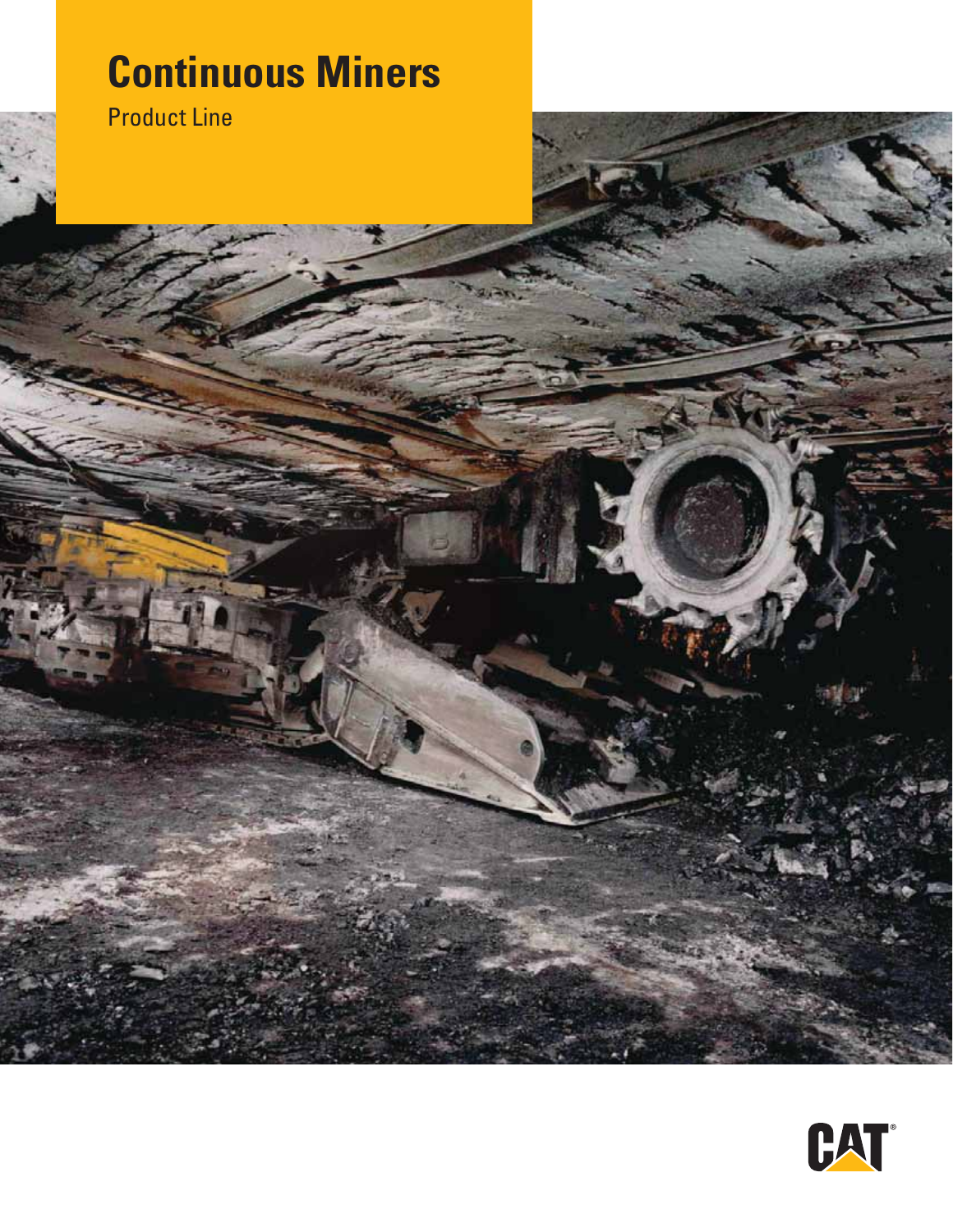# Continuous Miners

Product Line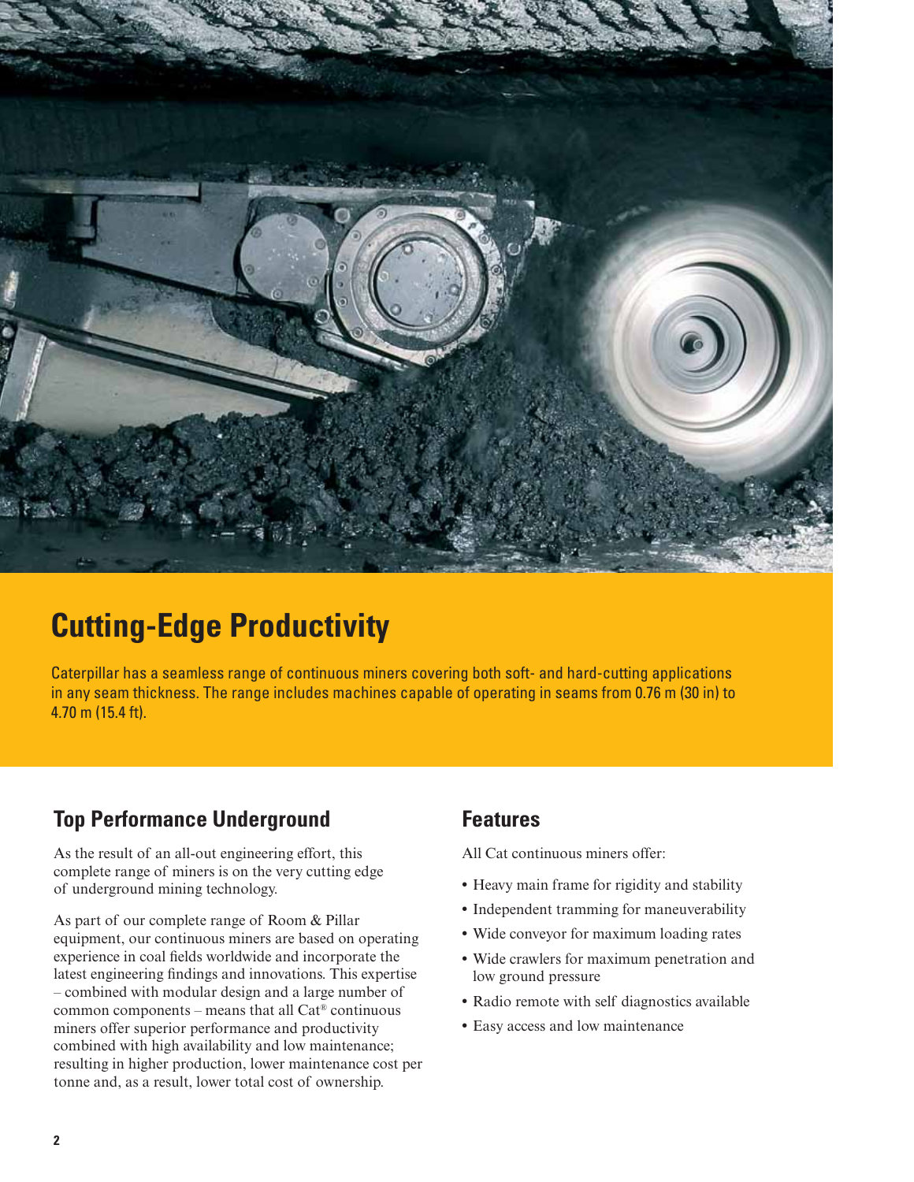# Cutting-Edge Productivity

Caterpillar has a seamless range of continuous miners covering both soft- and hard-cutting applications in any seam thickness. The range includes machines capable of operating in seams from 0.76 m (30 in) to 4.70 m (15.4 ft).

## Top Performance Underground

As the result of an all-out engineering effort, this complete range of miners is on the very cutting edge of underground mining technology.

As part of our complete range of Room & Pillar equipment, our continuous miners are based on operating experience in coal fields worldwide and incorporate the latest engineering findings and innovations. This expertise – combined with modular design and a large number of common components – means that all Cat® continuous miners offer superior performance and productivity combined with high availability and low maintenance; resulting in higher production, lower maintenance cost per tonne and, as a result, lower total cost of ownership.

## Features

All Cat continuous miners offer:

- Heavy main frame for rigidity and stability
- Independent tramming for maneuverability
- Wide conveyor for maximum loading rates
- Wide crawlers for maximum penetration and low ground pressure
- Radio remote with self diagnostics available
- Easy access and low maintenance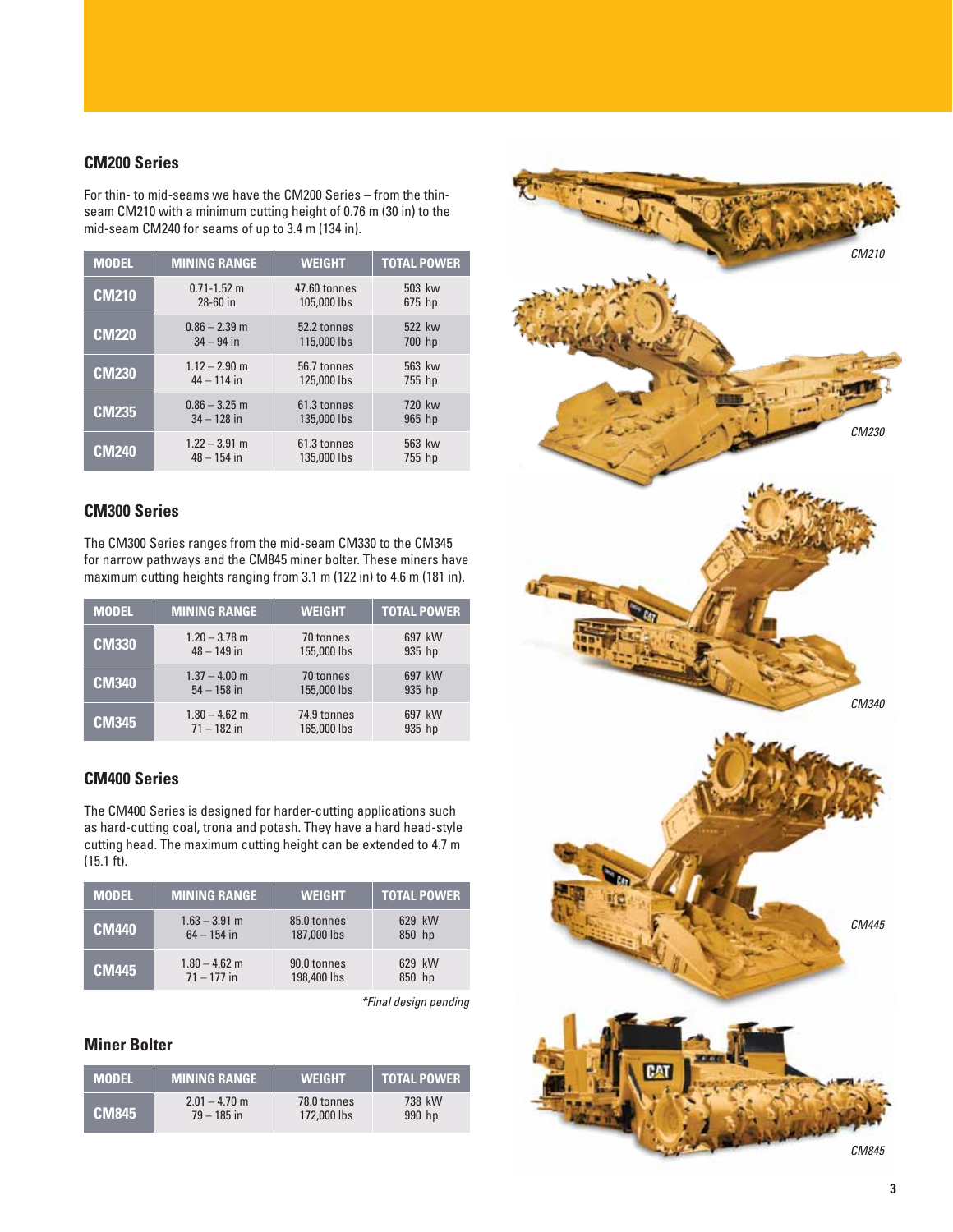## CM200 Series

For thin- to mid-seams we have the CM200 Series – from the thin-seam CM210 with a minimum cutting height of 0.76 m (30 in) to the mid-seam CM240 for seams of up to 3.4 m (134 in).

| MODEL | MINING RANGE | WEIGHT | TOTAL POWER |
|---|---|---|---|
| CM210 | 0.71-1.52 m<br>28-60 in | 47.60 tonnes<br>105,000 lbs | 503 kw<br>675 hp |
| CM220 | 0.86 – 2.39 m<br>34 – 94 in | 52.2 tonnes<br>115,000 lbs | 522 kw<br>700 hp |
| CM230 | 1.12 – 2.90 m<br>44 – 114 in | 56.7 tonnes<br>125,000 lbs | 563 kw<br>755 hp |
| CM235 | 0.86 – 3.25 m<br>34 – 128 in | 61.3 tonnes<br>135,000 lbs | 720 kw<br>965 hp |
| CM240 | 1.22 – 3.91 m<br>48 – 154 in | 61.3 tonnes<br>135,000 lbs | 563 kw<br>755 hp |

## CM300 Series

The CM300 Series ranges from the mid-seam CM330 to the CM345 for narrow pathways and the CM845 miner bolter. These miners have maximum cutting heights ranging from 3.1 m (122 in) to 4.6 m (181 in).

| MODEL | MINING RANGE | WEIGHT | TOTAL POWER |
|---|---|---|---|
| CM330 | 1.20 – 3.78 m<br>48 – 149 in | 70 tonnes<br>155,000 lbs | 697 kW<br>935 hp |
| CM340 | 1.37 – 4.00 m<br>54 – 158 in | 70 tonnes<br>155,000 lbs | 697 kW<br>935 hp |
| CM345 | 1.80 – 4.62 m<br>71 – 182 in | 74.9 tonnes<br>165,000 lbs | 697 kW<br>935 hp |

## CM400 Series

The CM400 Series is designed for harder-cutting applications such as hard-cutting coal, trona and potash. They have a hard head-style cutting head. The maximum cutting height can be extended to 4.7 m (15.1 ft).

| MODEL | MINING RANGE | WEIGHT | TOTAL POWER |
|---|---|---|---|
| CM440 | 1.63 – 3.91 m<br>64 – 154 in | 85.0 tonnes<br>187,000 lbs | 629 kW<br>850 hp |
| CM445 | 1.80 – 4.62 m<br>71 – 177 in | 90.0 tonnes<br>198,400 lbs | 629 kW<br>850 hp |

*Final design pending

## Miner Bolter

| MODEL | MINING RANGE | WEIGHT | TOTAL POWER |
|---|---|---|---|
| CM845 | 2.01 – 4.70 m<br>79 – 185 in | 78.0 tonnes<br>172,000 lbs | 738 kW<br>990 hp |

*CM210*

*CM230*

*CM340*

*CM445*

*CM845*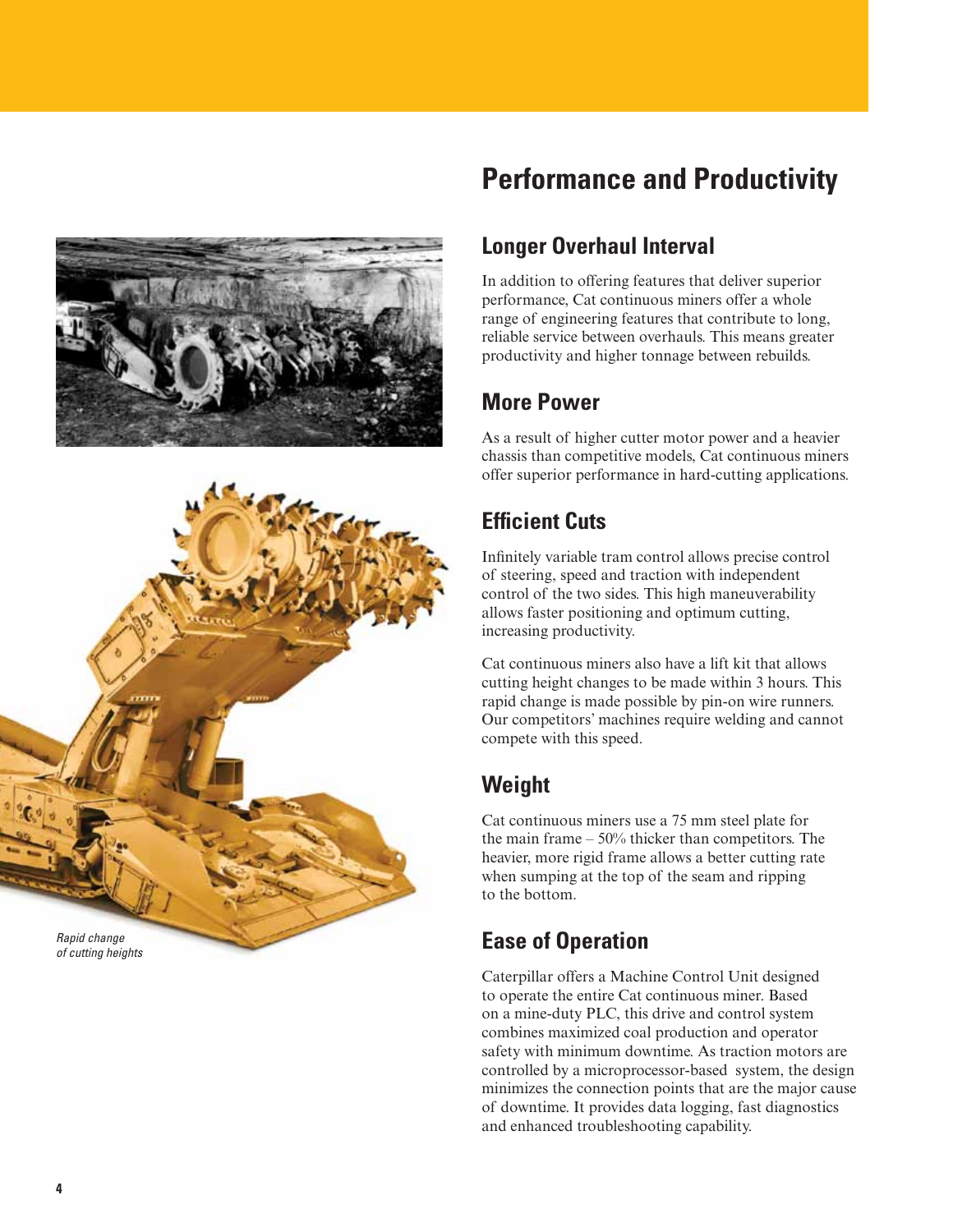*Rapid change of cutting heights*

# Performance and Productivity

## Longer Overhaul Interval

In addition to offering features that deliver superior performance, Cat continuous miners offer a whole range of engineering features that contribute to long, reliable service between overhauls. This means greater productivity and higher tonnage between rebuilds.

## More Power

As a result of higher cutter motor power and a heavier chassis than competitive models, Cat continuous miners offer superior performance in hard-cutting applications.

## Efficient Cuts

Infinitely variable tram control allows precise control of steering, speed and traction with independent control of the two sides. This high maneuverability allows faster positioning and optimum cutting, increasing productivity.

Cat continuous miners also have a lift kit that allows cutting height changes to be made within 3 hours. This rapid change is made possible by pin-on wire runners. Our competitors' machines require welding and cannot compete with this speed.

## Weight

Cat continuous miners use a 75 mm steel plate for the main frame – 50% thicker than competitors. The heavier, more rigid frame allows a better cutting rate when sumping at the top of the seam and ripping to the bottom.

## Ease of Operation

Caterpillar offers a Machine Control Unit designed to operate the entire Cat continuous miner. Based on a mine-duty PLC, this drive and control system combines maximized coal production and operator safety with minimum downtime. As traction motors are controlled by a microprocessor-based system, the design minimizes the connection points that are the major cause of downtime. It provides data logging, fast diagnostics and enhanced troubleshooting capability.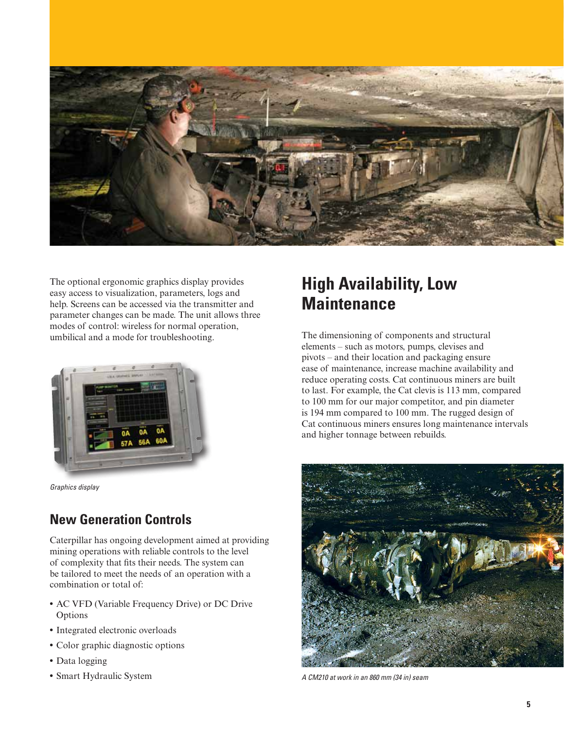The optional ergonomic graphics display provides easy access to visualization, parameters, logs and help. Screens can be accessed via the transmitter and parameter changes can be made. The unit allows three modes of control: wireless for normal operation, umbilical and a mode for troubleshooting.

*Graphics display*

## New Generation Controls

Caterpillar has ongoing development aimed at providing mining operations with reliable controls to the level of complexity that fits their needs. The system can be tailored to meet the needs of an operation with a combination or total of:

- AC VFD (Variable Frequency Drive) or DC Drive Options
- Integrated electronic overloads
- Color graphic diagnostic options
- Data logging
- Smart Hydraulic System

## High Availability, Low Maintenance

The dimensioning of components and structural elements – such as motors, pumps, clevises and pivots – and their location and packaging ensure ease of maintenance, increase machine availability and reduce operating costs. Cat continuous miners are built to last. For example, the Cat clevis is 113 mm, compared to 100 mm for our major competitor, and pin diameter is 194 mm compared to 100 mm. The rugged design of Cat continuous miners ensures long maintenance intervals and higher tonnage between rebuilds.

*A CM210 at work in an 860 mm (34 in) seam*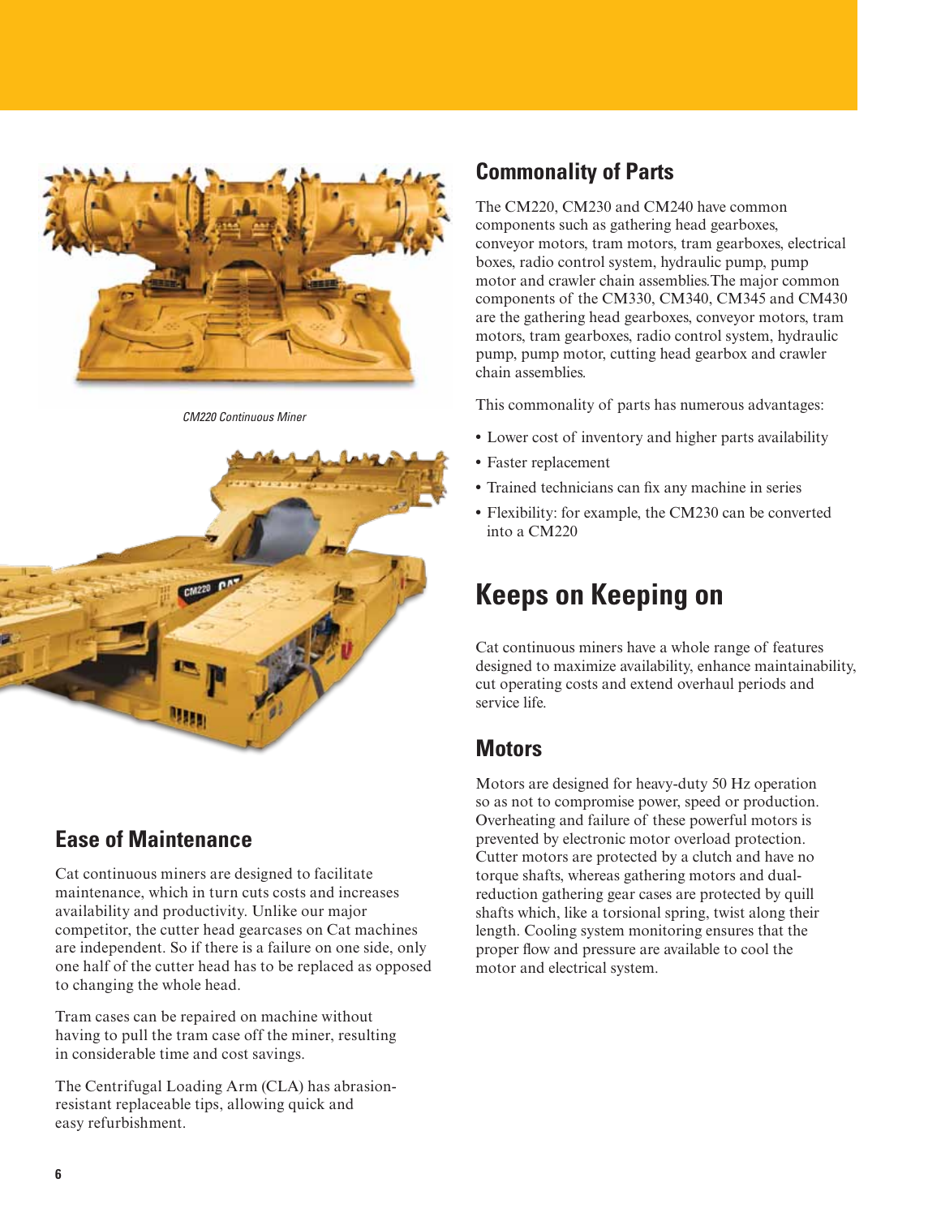CM220 Continuous Miner

## Ease of Maintenance

Cat continuous miners are designed to facilitate maintenance, which in turn cuts costs and increases availability and productivity. Unlike our major competitor, the cutter head gearcases on Cat machines are independent. So if there is a failure on one side, only one half of the cutter head has to be replaced as opposed to changing the whole head.

Tram cases can be repaired on machine without having to pull the tram case off the miner, resulting in considerable time and cost savings.

The Centrifugal Loading Arm (CLA) has abrasion-resistant replaceable tips, allowing quick and easy refurbishment.

## Commonality of Parts

The CM220, CM230 and CM240 have common components such as gathering head gearboxes, conveyor motors, tram motors, tram gearboxes, electrical boxes, radio control system, hydraulic pump, pump motor and crawler chain assemblies.The major common components of the CM330, CM340, CM345 and CM430 are the gathering head gearboxes, conveyor motors, tram motors, tram gearboxes, radio control system, hydraulic pump, pump motor, cutting head gearbox and crawler chain assemblies.

This commonality of parts has numerous advantages:

- Lower cost of inventory and higher parts availability
- Faster replacement
- Trained technicians can fix any machine in series
- Flexibility: for example, the CM230 can be converted into a CM220

# Keeps on Keeping on

Cat continuous miners have a whole range of features designed to maximize availability, enhance maintainability, cut operating costs and extend overhaul periods and service life.

## Motors

Motors are designed for heavy-duty 50 Hz operation so as not to compromise power, speed or production. Overheating and failure of these powerful motors is prevented by electronic motor overload protection. Cutter motors are protected by a clutch and have no torque shafts, whereas gathering motors and dual-reduction gathering gear cases are protected by quill shafts which, like a torsional spring, twist along their length. Cooling system monitoring ensures that the proper flow and pressure are available to cool the motor and electrical system.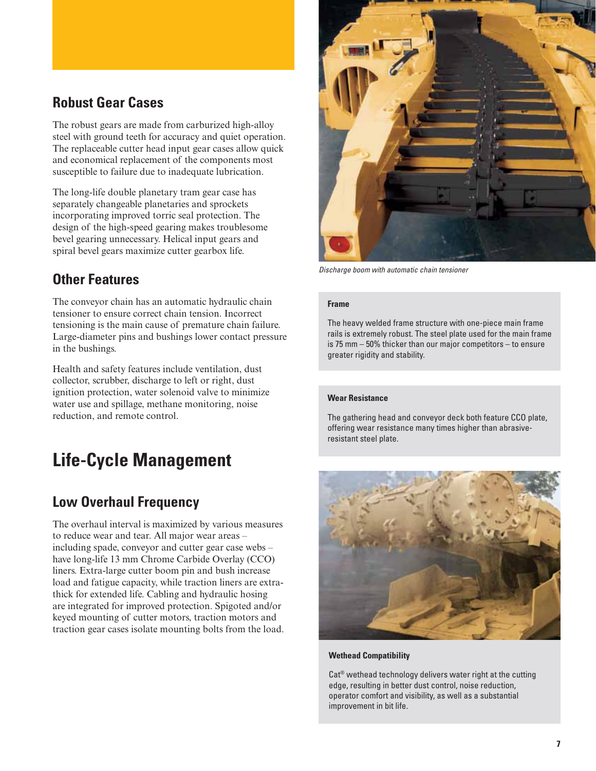## Robust Gear Cases

The robust gears are made from carburized high-alloy steel with ground teeth for accuracy and quiet operation. The replaceable cutter head input gear cases allow quick and economical replacement of the components most susceptible to failure due to inadequate lubrication.

The long-life double planetary tram gear case has separately changeable planetaries and sprockets incorporating improved torric seal protection. The design of the high-speed gearing makes troublesome bevel gearing unnecessary. Helical input gears and spiral bevel gears maximize cutter gearbox life.

## Other Features

The conveyor chain has an automatic hydraulic chain tensioner to ensure correct chain tension. Incorrect tensioning is the main cause of premature chain failure. Large-diameter pins and bushings lower contact pressure in the bushings.

Health and safety features include ventilation, dust collector, scrubber, discharge to left or right, dust ignition protection, water solenoid valve to minimize water use and spillage, methane monitoring, noise reduction, and remote control.

# Life-Cycle Management

## Low Overhaul Frequency

The overhaul interval is maximized by various measures to reduce wear and tear. All major wear areas – including spade, conveyor and cutter gear case webs – have long-life 13 mm Chrome Carbide Overlay (CCO) liners. Extra-large cutter boom pin and bush increase load and fatigue capacity, while traction liners are extra-thick for extended life. Cabling and hydraulic hosing are integrated for improved protection. Spigoted and/or keyed mounting of cutter motors, traction motors and traction gear cases isolate mounting bolts from the load.

*Discharge boom with automatic chain tensioner*

### Frame

The heavy welded frame structure with one-piece main frame rails is extremely robust. The steel plate used for the main frame is 75 mm – 50% thicker than our major competitors – to ensure greater rigidity and stability.

### Wear Resistance

The gathering head and conveyor deck both feature CCO plate, offering wear resistance many times higher than abrasive-resistant steel plate.

### Wethead Compatibility

Cat® wethead technology delivers water right at the cutting edge, resulting in better dust control, noise reduction, operator comfort and visibility, as well as a substantial improvement in bit life.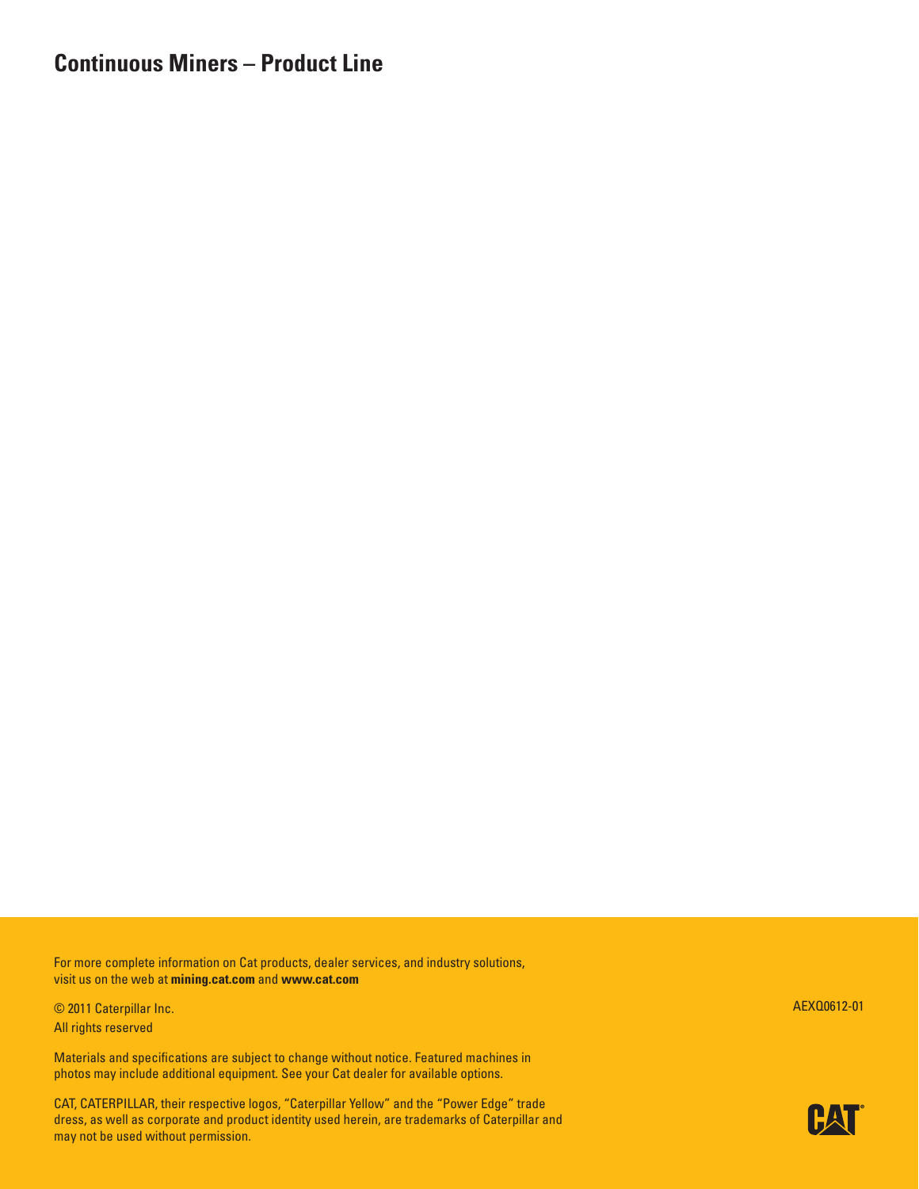## Continuous Miners – Product Line

For more complete information on Cat products, dealer services, and industry solutions, visit us on the web at **mining.cat.com** and **www.cat.com**

© 2011 Caterpillar Inc.
All rights reserved

AEXQ0612-01

Materials and specifications are subject to change without notice. Featured machines in photos may include additional equipment. See your Cat dealer for available options.

CAT, CATERPILLAR, their respective logos, "Caterpillar Yellow" and the "Power Edge" trade dress, as well as corporate and product identity used herein, are trademarks of Caterpillar and may not be used without permission.